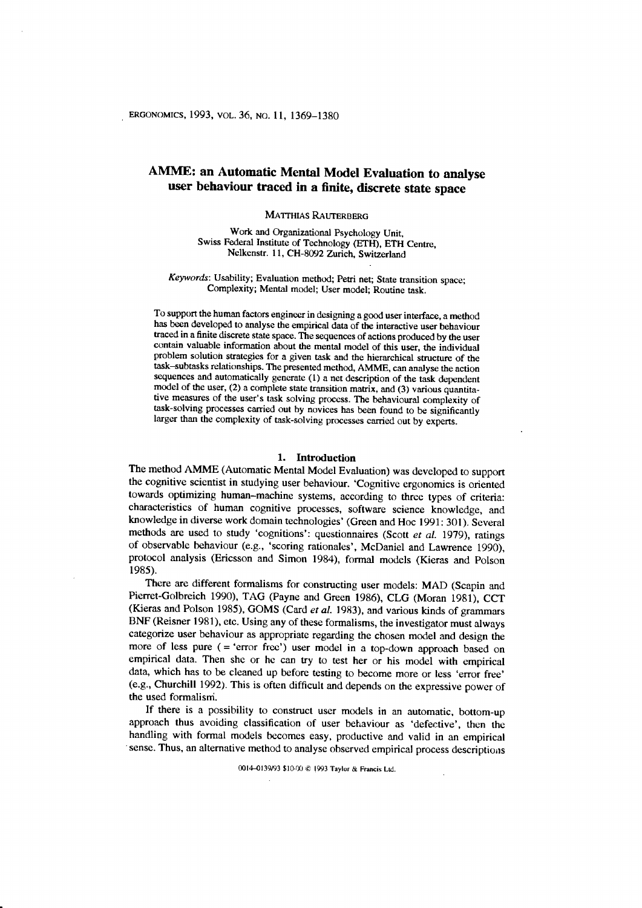# AMME: an Automatic Mental Model Evaluation to analyse user behaviour traced in a finite, discrete state space

MATTHIAS RAUTERBERG

Work and Organizational Psychology Unit,
Swiss Federal Institute of Technology (ETH), ETH Centre,
Nelkenstr. 11, CH-8092 Zurich, Switzerland

*Keywords*: Usability; Evaluation method; Petri net; State transition space; Complexity; Mental model; User model; Routine task.

To support the human factors engineer in designing a good user interface, a method has been developed to analyse the empirical data of the interactive user behaviour traced in a finite discrete state space. The sequences of actions produced by the user contain valuable information about the mental model of this user, the individual problem solution strategies for a given task and the hierarchical structure of the task–subtasks relationships. The presented method, AMME, can analyse the action sequences and automatically generate (1) a net description of the task dependent model of the user, (2) a complete state transition matrix, and (3) various quantitative measures of the user's task solving process. The behavioural complexity of task-solving processes carried out by novices has been found to be significantly larger than the complexity of task-solving processes carried out by experts.

## 1. Introduction

The method AMME (Automatic Mental Model Evaluation) was developed to support the cognitive scientist in studying user behaviour. 'Cognitive ergonomics is oriented towards optimizing human–machine systems, according to three types of criteria: characteristics of human cognitive processes, software science knowledge, and knowledge in diverse work domain technologies' (Green and Hoc 1991: 301). Several methods are used to study 'cognitions': questionnaires (Scott *et al.* 1979), ratings of observable behaviour (e.g., 'scoring rationales', McDaniel and Lawrence 1990), protocol analysis (Ericsson and Simon 1984), formal models (Kieras and Polson 1985).

There are different formalisms for constructing user models: MAD (Scapin and Pierret-Golbreich 1990), TAG (Payne and Green 1986), CLG (Moran 1981), CCT (Kieras and Polson 1985), GOMS (Card *et al.* 1983), and various kinds of grammars BNF (Reisner 1981), etc. Using any of these formalisms, the investigator must always categorize user behaviour as appropriate regarding the chosen model and design the more of less pure ( = 'error free') user model in a top-down approach based on empirical data. Then she or he can try to test her or his model with empirical data, which has to be cleaned up before testing to become more or less 'error free' (e.g., Churchill 1992). This is often difficult and depends on the expressive power of the used formalism.

If there is a possibility to construct user models in an automatic, bottom-up approach thus avoiding classification of user behaviour as 'defective', then the handling with formal models becomes easy, productive and valid in an empirical sense. Thus, an alternative method to analyse observed empirical process descriptions

0014-0139/93 $10·00 © 1993 Taylor & Francis Ltd.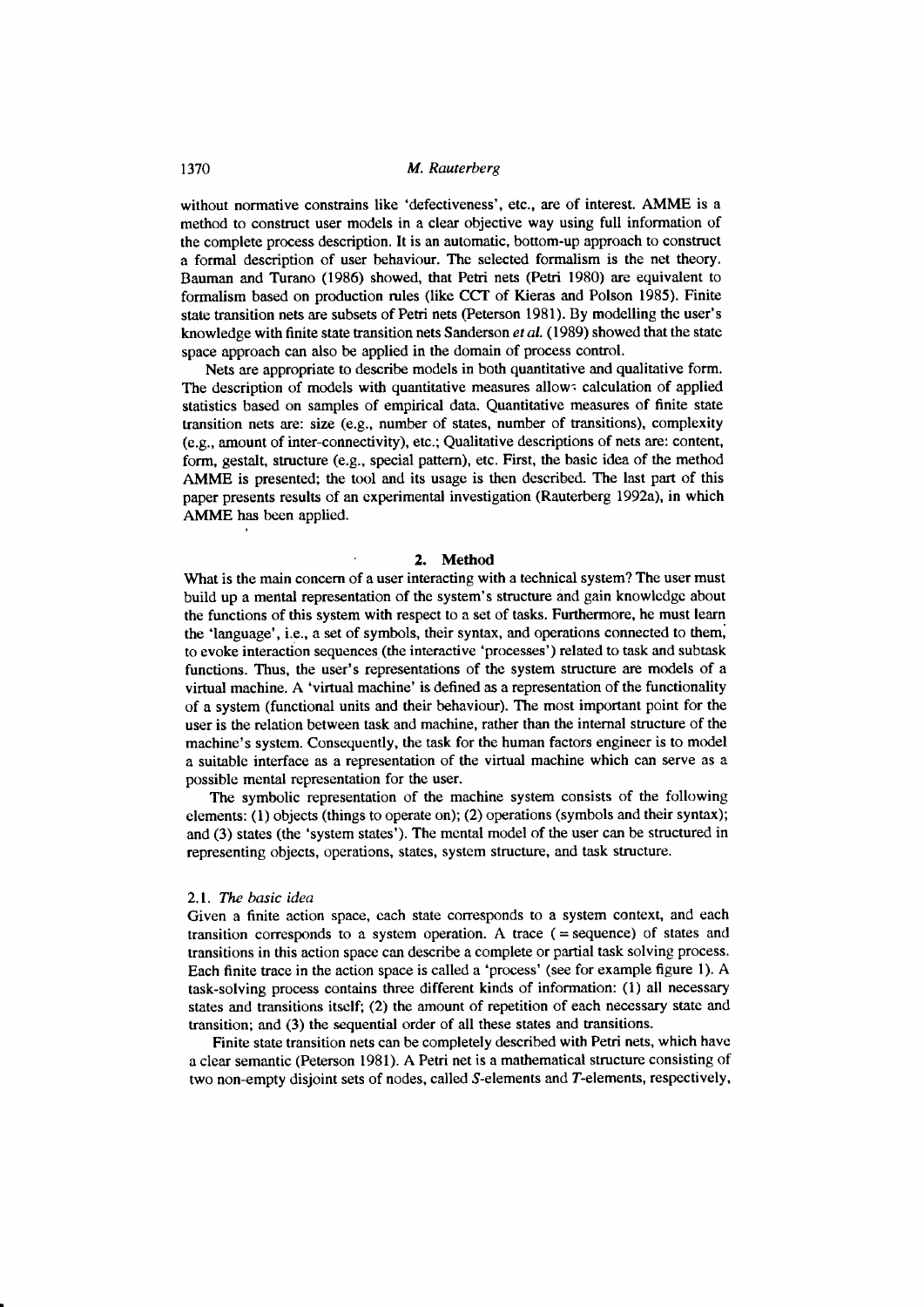without normative constrains like 'defectiveness', etc., are of interest. AMME is a method to construct user models in a clear objective way using full information of the complete process description. It is an automatic, bottom-up approach to construct a formal description of user behaviour. The selected formalism is the net theory. Bauman and Turano (1986) showed, that Petri nets (Petri 1980) are equivalent to formalism based on production rules (like CCT of Kieras and Polson 1985). Finite state transition nets are subsets of Petri nets (Peterson 1981). By modelling the user's knowledge with finite state transition nets Sanderson *et al.* (1989) showed that the state space approach can also be applied in the domain of process control.

Nets are appropriate to describe models in both quantitative and qualitative form. The description of models with quantitative measures allows calculation of applied statistics based on samples of empirical data. Quantitative measures of finite state transition nets are: size (e.g., number of states, number of transitions), complexity (e.g., amount of inter-connectivity), etc.; Qualitative descriptions of nets are: content, form, gestalt, structure (e.g., special pattern), etc. First, the basic idea of the method AMME is presented; the tool and its usage is then described. The last part of this paper presents results of an experimental investigation (Rauterberg 1992a), in which AMME has been applied.

## 2. Method

What is the main concern of a user interacting with a technical system? The user must build up a mental representation of the system's structure and gain knowledge about the functions of this system with respect to a set of tasks. Furthermore, he must learn the 'language', i.e., a set of symbols, their syntax, and operations connected to them, to evoke interaction sequences (the interactive 'processes') related to task and subtask functions. Thus, the user's representations of the system structure are models of a virtual machine. A 'virtual machine' is defined as a representation of the functionality of a system (functional units and their behaviour). The most important point for the user is the relation between task and machine, rather than the internal structure of the machine's system. Consequently, the task for the human factors engineer is to model a suitable interface as a representation of the virtual machine which can serve as a possible mental representation for the user.

The symbolic representation of the machine system consists of the following elements: (1) objects (things to operate on); (2) operations (symbols and their syntax); and (3) states (the 'system states'). The mental model of the user can be structured in representing objects, operations, states, system structure, and task structure.

### 2.1. *The basic idea*

Given a finite action space, each state corresponds to a system context, and each transition corresponds to a system operation. A trace ( = sequence) of states and transitions in this action space can describe a complete or partial task solving process. Each finite trace in the action space is called a 'process' (see for example figure 1). A task-solving process contains three different kinds of information: (1) all necessary states and transitions itself; (2) the amount of repetition of each necessary state and transition; and (3) the sequential order of all these states and transitions.

Finite state transition nets can be completely described with Petri nets, which have a clear semantic (Peterson 1981). A Petri net is a mathematical structure consisting of two non-empty disjoint sets of nodes, called *S*-elements and *T*-elements, respectively,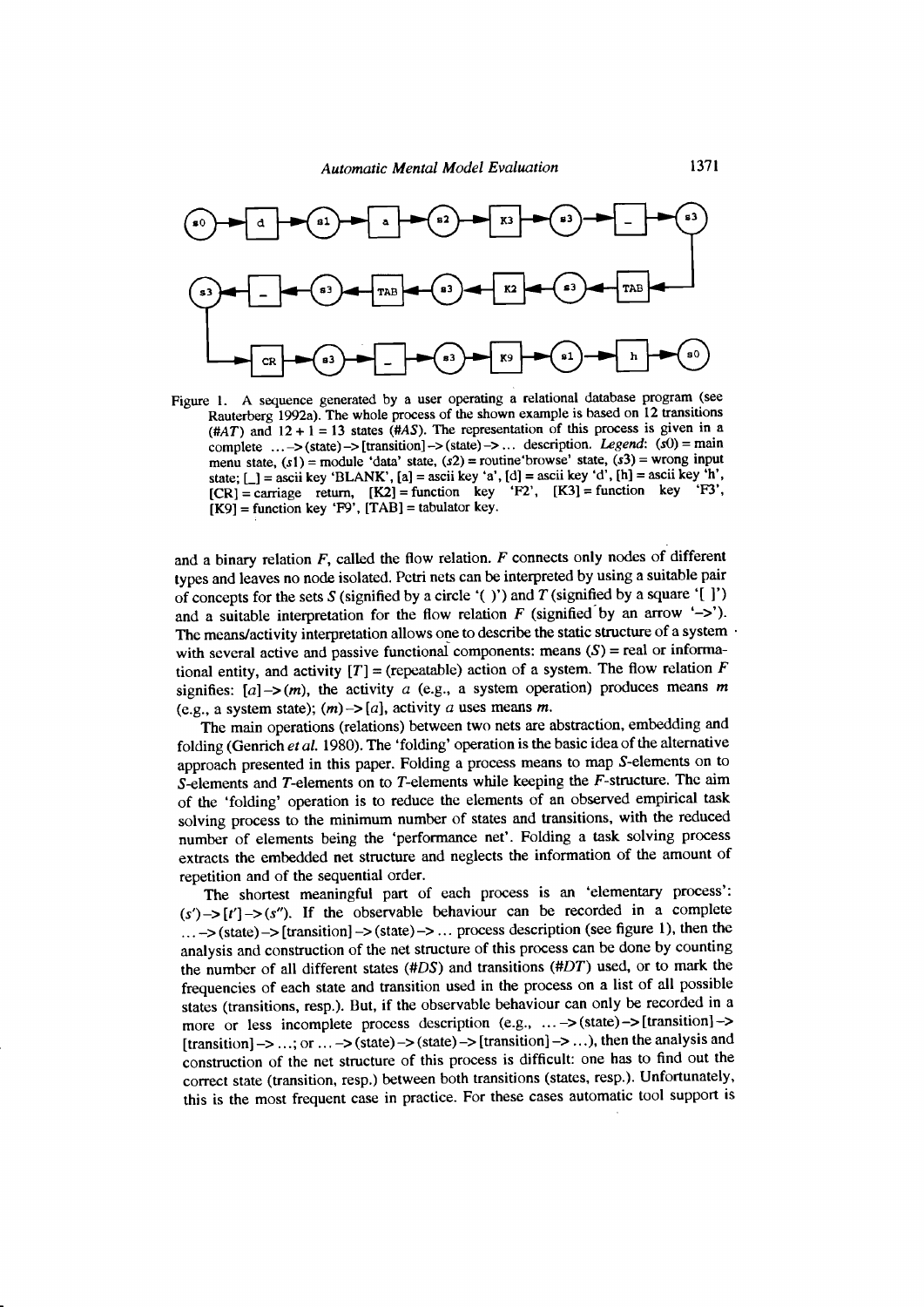Figure 1. A sequence generated by a user operating a relational database program (see Rauterberg 1992a). The whole process of the shown example is based on 12 transitions (*#AT*) and 12 + 1 = 13 states (*#AS*). The representation of this process is given in a complete ...->(state)->[transition]->(state)->... description. *Legend*: (*s*0) = main menu state, (*s*1) = module 'data' state, (*s*2) = routine 'browse' state, (*s*3) = wrong input state; [_] = ascii key 'BLANK', [a] = ascii key 'a', [d] = ascii key 'd', [h] = ascii key 'h', [CR] = carriage return, [K2] = function key 'F2', [K3] = function key 'F3', [K9] = function key 'F9', [TAB] = tabulator key.

and a binary relation *F*, called the flow relation. *F* connects only nodes of different types and leaves no node isolated. Petri nets can be interpreted by using a suitable pair of concepts for the sets *S* (signified by a circle '( )') and *T* (signified by a square '[ ]') and a suitable interpretation for the flow relation *F* (signified by an arrow '->'). The means/activity interpretation allows one to describe the static structure of a system with several active and passive functional components: means (*S*) = real or informational entity, and activity [*T*] = (repeatable) action of a system. The flow relation *F* signifies: [*a*]->(*m*), the activity *a* (e.g., a system operation) produces means *m* (e.g., a system state); (*m*)->[*a*], activity *a* uses means *m*.

The main operations (relations) between two nets are abstraction, embedding and folding (Genrich *et al.* 1980). The 'folding' operation is the basic idea of the alternative approach presented in this paper. Folding a process means to map *S*-elements on to *S*-elements and *T*-elements on to *T*-elements while keeping the *F*-structure. The aim of the 'folding' operation is to reduce the elements of an observed empirical task solving process to the minimum number of states and transitions, with the reduced number of elements being the 'performance net'. Folding a task solving process extracts the embedded net structure and neglects the information of the amount of repetition and of the sequential order.

The shortest meaningful part of each process is an 'elementary process': (*s*')->[*t*']->(*s*"). If the observable behaviour can be recorded in a complete ...->(state)->[transition]->(state)->... process description (see figure 1), then the analysis and construction of the net structure of this process can be done by counting the number of all different states (*#DS*) and transitions (*#DT*) used, or to mark the frequencies of each state and transition used in the process on a list of all possible states (transitions, resp.). But, if the observable behaviour can only be recorded in a more or less incomplete process description (e.g., ...->(state)->[transition]->[transition]->...; or ...->(state)->(state)->[transition]->...), then the analysis and construction of the net structure of this process is difficult: one has to find out the correct state (transition, resp.) between both transitions (states, resp.). Unfortunately, this is the most frequent case in practice. For these cases automatic tool support is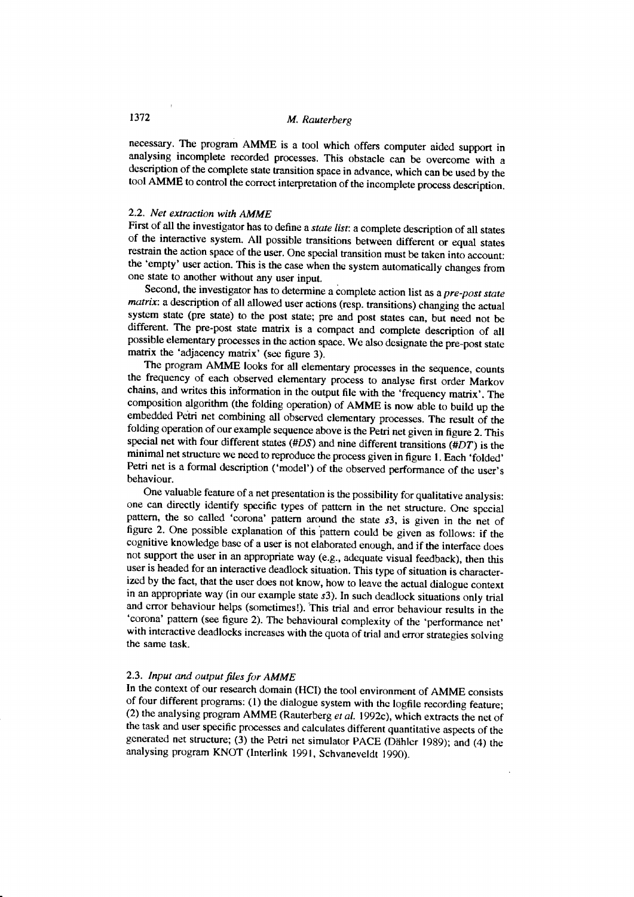necessary. The program AMME is a tool which offers computer aided support in analysing incomplete recorded processes. This obstacle can be overcome with a description of the complete state transition space in advance, which can be used by the tool AMME to control the correct interpretation of the incomplete process description.

### 2.2. *Net extraction with AMME*

First of all the investigator has to define a *state list*: a complete description of all states of the interactive system. All possible transitions between different or equal states restrain the action space of the user. One special transition must be taken into account: the 'empty' user action. This is the case when the system automatically changes from one state to another without any user input.

Second, the investigator has to determine a complete action list as a *pre-post state matrix*: a description of all allowed user actions (resp. transitions) changing the actual system state (pre state) to the post state; pre and post states can, but need not be different. The pre-post state matrix is a compact and complete description of all possible elementary processes in the action space. We also designate the pre-post state matrix the 'adjacency matrix' (see figure 3).

The program AMME looks for all elementary processes in the sequence, counts the frequency of each observed elementary process to analyse first order Markov chains, and writes this information in the output file with the 'frequency matrix'. The composition algorithm (the folding operation) of AMME is now able to build up the embedded Petri net combining all observed elementary processes. The result of the folding operation of our example sequence above is the Petri net given in figure 2. This special net with four different states (*#DS*) and nine different transitions (*#DT*) is the minimal net structure we need to reproduce the process given in figure 1. Each 'folded' Petri net is a formal description ('model') of the observed performance of the user's behaviour.

One valuable feature of a net presentation is the possibility for qualitative analysis: one can directly identify specific types of pattern in the net structure. One special pattern, the so called 'corona' pattern around the state *s*3, is given in the net of figure 2. One possible explanation of this pattern could be given as follows: if the cognitive knowledge base of a user is not elaborated enough, and if the interface does not support the user in an appropriate way (e.g., adequate visual feedback), then this user is headed for an interactive deadlock situation. This type of situation is characterized by the fact, that the user does not know, how to leave the actual dialogue context in an appropriate way (in our example state *s*3). In such deadlock situations only trial and error behaviour helps (sometimes!). This trial and error behaviour results in the 'corona' pattern (see figure 2). The behavioural complexity of the 'performance net' with interactive deadlocks increases with the quota of trial and error strategies solving the same task.

### 2.3. *Input and output files for AMME*

In the context of our research domain (HCI) the tool environment of AMME consists of four different programs: (1) the dialogue system with the logfile recording feature; (2) the analysing program AMME (Rauterberg *et al.* 1992c), which extracts the net of the task and user specific processes and calculates different quantitative aspects of the generated net structure; (3) the Petri net simulator PACE (Dähler 1989); and (4) the analysing program KNOT (Interlink 1991, Schvaneveldt 1990).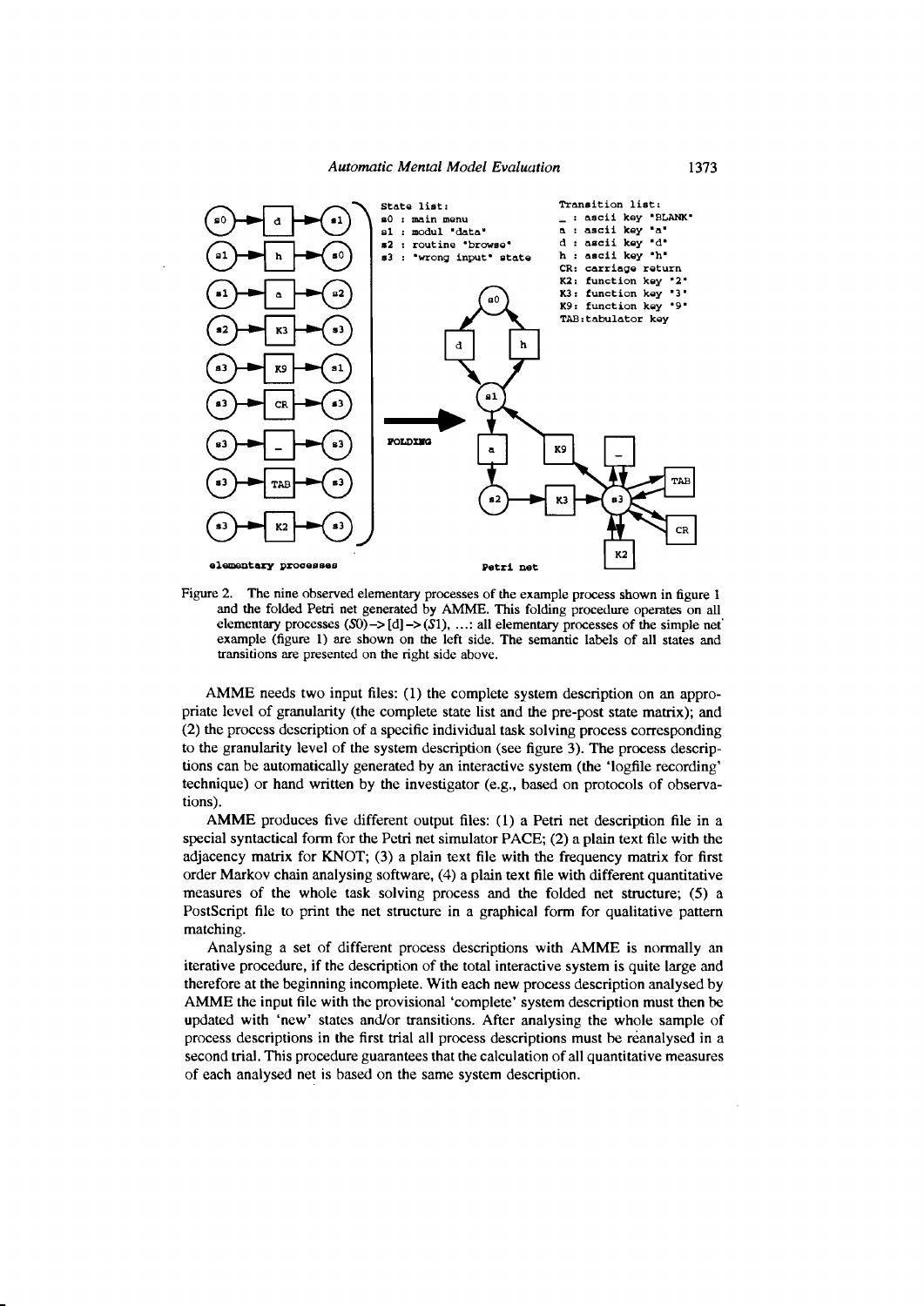Figure 2. The nine observed elementary processes of the example process shown in figure 1 and the folded Petri net generated by AMME. This folding procedure operates on all elementary processes (S0)->[d]->(S1), ...: all elementary processes of the simple net example (figure 1) are shown on the left side. The semantic labels of all states and transitions are presented on the right side above.

AMME needs two input files: (1) the complete system description on an appropriate level of granularity (the complete state list and the pre-post state matrix); and (2) the process description of a specific individual task solving process corresponding to the granularity level of the system description (see figure 3). The process descriptions can be automatically generated by an interactive system (the 'logfile recording' technique) or hand written by the investigator (e.g., based on protocols of observations).

AMME produces five different output files: (1) a Petri net description file in a special syntactical form for the Petri net simulator PACE; (2) a plain text file with the adjacency matrix for KNOT; (3) a plain text file with the frequency matrix for first order Markov chain analysing software, (4) a plain text file with different quantitative measures of the whole task solving process and the folded net structure; (5) a PostScript file to print the net structure in a graphical form for qualitative pattern matching.

Analysing a set of different process descriptions with AMME is normally an iterative procedure, if the description of the total interactive system is quite large and therefore at the beginning incomplete. With each new process description analysed by AMME the input file with the provisional 'complete' system description must then be updated with 'new' states and/or transitions. After analysing the whole sample of process descriptions in the first trial all process descriptions must be reanalysed in a second trial. This procedure guarantees that the calculation of all quantitative measures of each analysed net is based on the same system description.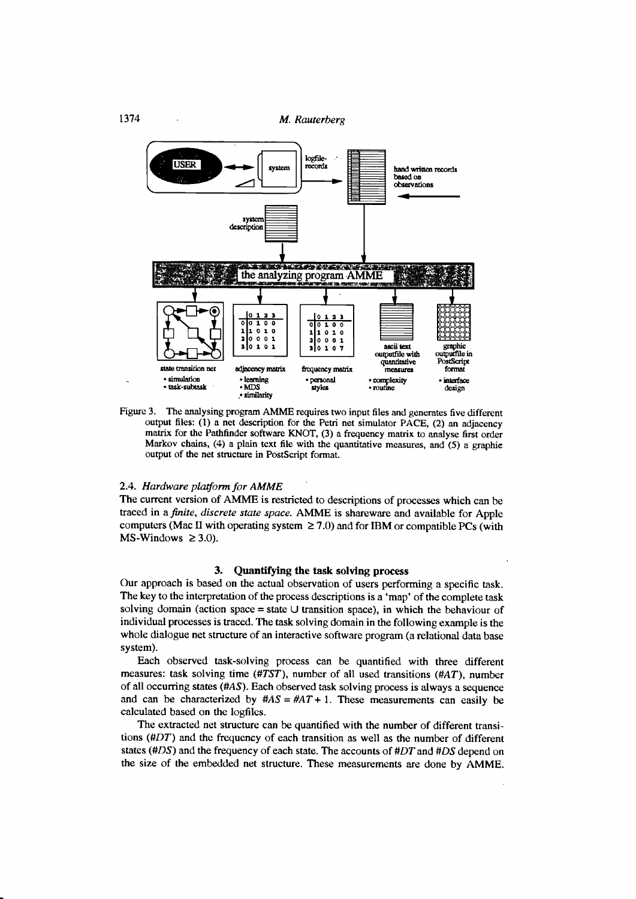Figure 3. The analysing program AMME requires two input files and generates five different output files: (1) a net description for the Petri net simulator PACE, (2) an adjacency matrix for the Pathfinder software KNOT, (3) a frequency matrix to analyse first order Markov chains, (4) a plain text file with the quantitative measures, and (5) a graphic output of the net structure in PostScript format.

### 2.4. *Hardware platform for AMME*

The current version of AMME is restricted to descriptions of processes which can be traced in a *finite, discrete state space.* AMME is shareware and available for Apple computers (Mac II with operating system $\geq 7.0$) and for IBM or compatible PCs (with MS-Windows $\geq 3.0$).

## 3. Quantifying the task solving process

Our approach is based on the actual observation of users performing a specific task. The key to the interpretation of the process descriptions is a 'map' of the complete task solving domain (action space = state $\cup$ transition space), in which the behaviour of individual processes is traced. The task solving domain in the following example is the whole dialogue net structure of an interactive software program (a relational data base system).

Each observed task-solving process can be quantified with three different measures: task solving time (*#TST*), number of all used transitions (*#AT*), number of all occurring states (*#AS*). Each observed task solving process is always a sequence and can be characterized by *#AS* = *#AT* + 1. These measurements can easily be calculated based on the logfiles.

The extracted net structure can be quantified with the number of different transitions (*#DT*) and the frequency of each transition as well as the number of different states (*#DS*) and the frequency of each state. The accounts of *#DT* and *#DS* depend on the size of the embedded net structure. These measurements are done by AMME.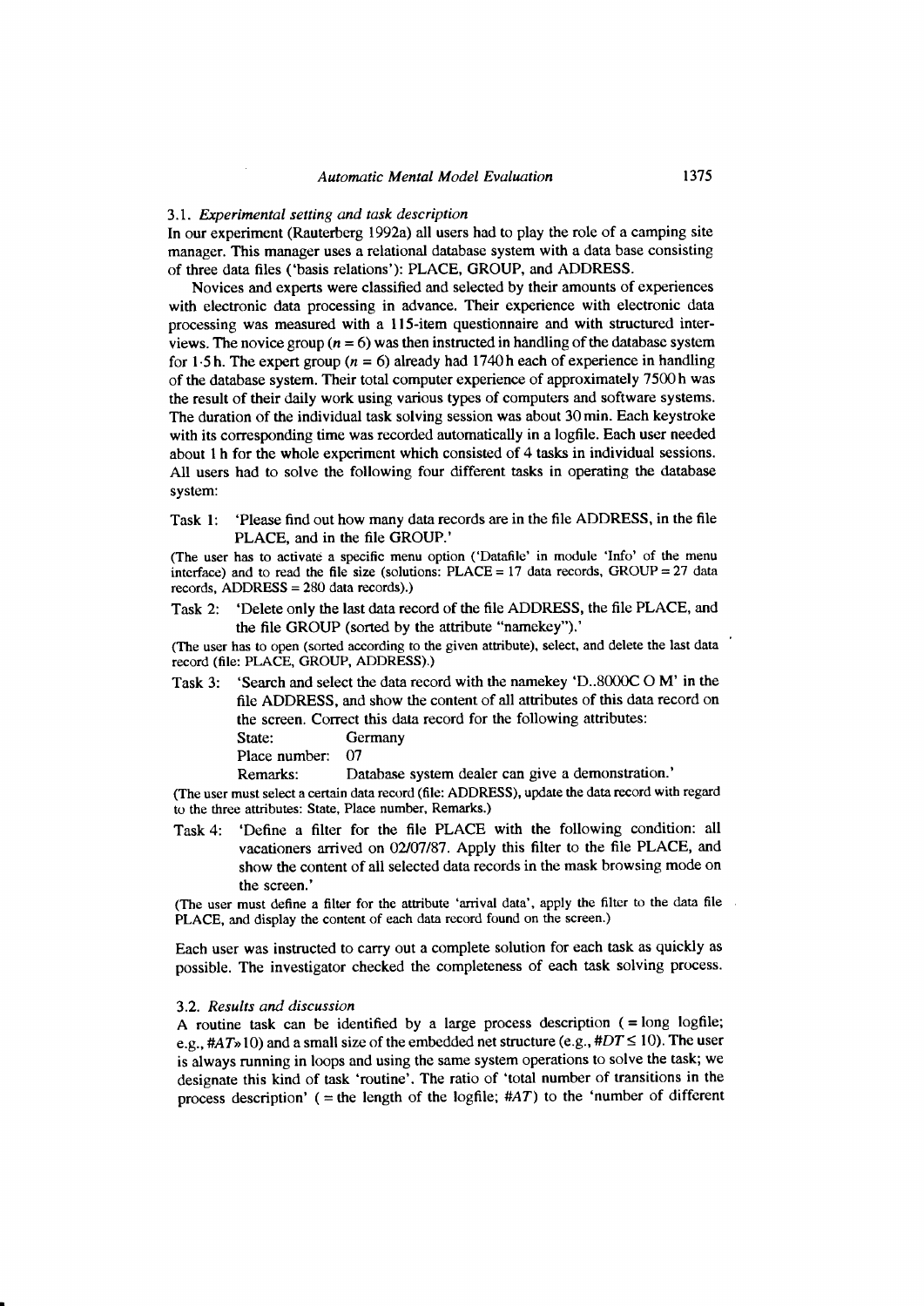### 3.1. *Experimental setting and task description*

In our experiment (Rauterberg 1992a) all users had to play the role of a camping site manager. This manager uses a relational database system with a data base consisting of three data files ('basis relations'): PLACE, GROUP, and ADDRESS.

Novices and experts were classified and selected by their amounts of experiences with electronic data processing in advance. Their experience with electronic data processing was measured with a 115-item questionnaire and with structured interviews. The novice group ($n = 6$) was then instructed in handling of the database system for 1·5 h. The expert group ($n = 6$) already had 1740 h each of experience in handling of the database system. Their total computer experience of approximately 7500 h was the result of their daily work using various types of computers and software systems. The duration of the individual task solving session was about 30 min. Each keystroke with its corresponding time was recorded automatically in a logfile. Each user needed about 1 h for the whole experiment which consisted of 4 tasks in individual sessions. All users had to solve the following four different tasks in operating the database system:

Task 1: 'Please find out how many data records are in the file ADDRESS, in the file PLACE, and in the file GROUP.'

(The user has to activate a specific menu option ('Datafile' in module 'Info' of the menu interface) and to read the file size (solutions: PLACE = 17 data records, GROUP = 27 data records, ADDRESS = 280 data records).)

Task 2: 'Delete only the last data record of the file ADDRESS, the file PLACE, and the file GROUP (sorted by the attribute "namekey").'

(The user has to open (sorted according to the given attribute), select, and delete the last data record (file: PLACE, GROUP, ADDRESS).)

Task 3: 'Search and select the data record with the namekey 'D..8000C O M' in the file ADDRESS, and show the content of all attributes of this data record on the screen. Correct this data record for the following attributes:

State: Germany
Place number: 07
Remarks: Database system dealer can give a demonstration.'

(The user must select a certain data record (file: ADDRESS), update the data record with regard to the three attributes: State, Place number, Remarks.)

Task 4: 'Define a filter for the file PLACE with the following condition: all vacationers arrived on 02/07/87. Apply this filter to the file PLACE, and show the content of all selected data records in the mask browsing mode on the screen.'

(The user must define a filter for the attribute 'arrival data', apply the filter to the data file PLACE, and display the content of each data record found on the screen.)

Each user was instructed to carry out a complete solution for each task as quickly as possible. The investigator checked the completeness of each task solving process.

### 3.2. *Results and discussion*

A routine task can be identified by a large process description ( = long logfile; e.g., $\#AT \gg 10$) and a small size of the embedded net structure (e.g., $\#DT \leq 10$). The user is always running in loops and using the same system operations to solve the task; we designate this kind of task 'routine'. The ratio of 'total number of transitions in the process description' ( = the length of the logfile; $\#AT$) to the 'number of different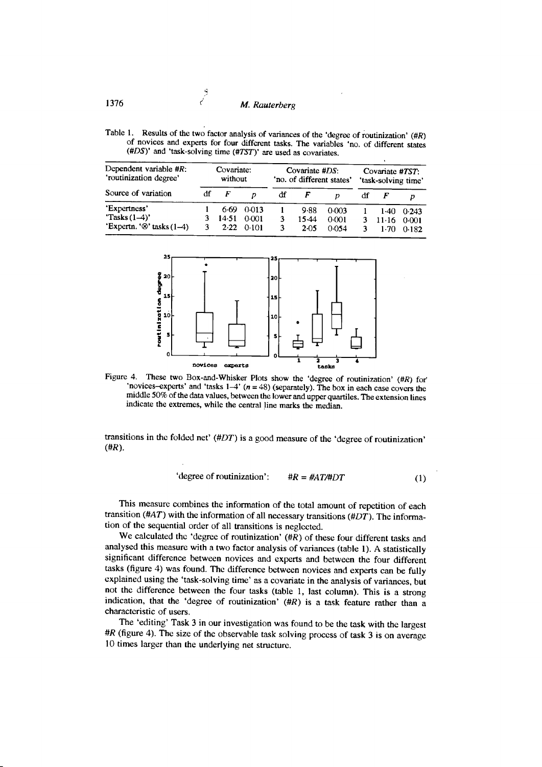Table 1. Results of the two factor analysis of variances of the 'degree of routinization' (*#R*) of novices and experts for four different tasks. The variables 'no. of different states (*#DS*)' and 'task-solving time (*#TST*)' are used as covariates.

| Dependent variable *#R*: 'routinization degree' | Covariate: without | | | Covariate *#DS*: 'no. of different states' | | | Covariate *#TST*: 'task-solving time' | | |
|---|---|---|---|---|---|---|---|---|---|
| Source of variation | df | $F$ | $p$ | df | $F$ | $p$ | df | $F$ | $p$ |
| 'Expertness' | 1 | 6·69 | 0·013 | 1 | 9·88 | 0·003 | 1 | 1·40 | 0·243 |
| 'Tasks (1–4)' | 3 | 14·51 | 0·001 | 3 | 15·44 | 0·001 | 3 | 11·16 | 0·001 |
| 'Expertn. '⊗' tasks (1–4) | 3 | 2·22 | 0·101 | 3 | 2·05 | 0·054 | 3 | 1·70 | 0·182 |

Figure 4. These two Box-and-Whisker Plots show the 'degree of routinization' (*#R*) for 'novices–experts' and 'tasks 1–4' ($n = 48$) (separately). The box in each case covers the middle 50% of the data values, between the lower and upper quartiles. The extension lines indicate the extremes, while the central line marks the median.

transitions in the folded net' (*#DT*) is a good measure of the 'degree of routinization' (*#R*).

$$\text{'degree of routinization':} \qquad \#R = \#AT/\#DT \qquad (1)$$

This measure combines the information of the total amount of repetition of each transition (*#AT*) with the information of all necessary transitions (*#DT*). The information of the sequential order of all transitions is neglected.

We calculated the 'degree of routinization' (*#R*) of these four different tasks and analysed this measure with a two factor analysis of variances (table 1). A statistically significant difference between novices and experts and between the four different tasks (figure 4) was found. The difference between novices and experts can be fully explained using the 'task-solving time' as a covariate in the analysis of variances, but not the difference between the four tasks (table 1, last column). This is a strong indication, that the 'degree of routinization' (*#R*) is a task feature rather than a characteristic of users.

The 'editing' Task 3 in our investigation was found to be the task with the largest *#R* (figure 4). The size of the observable task solving process of task 3 is on average 10 times larger than the underlying net structure.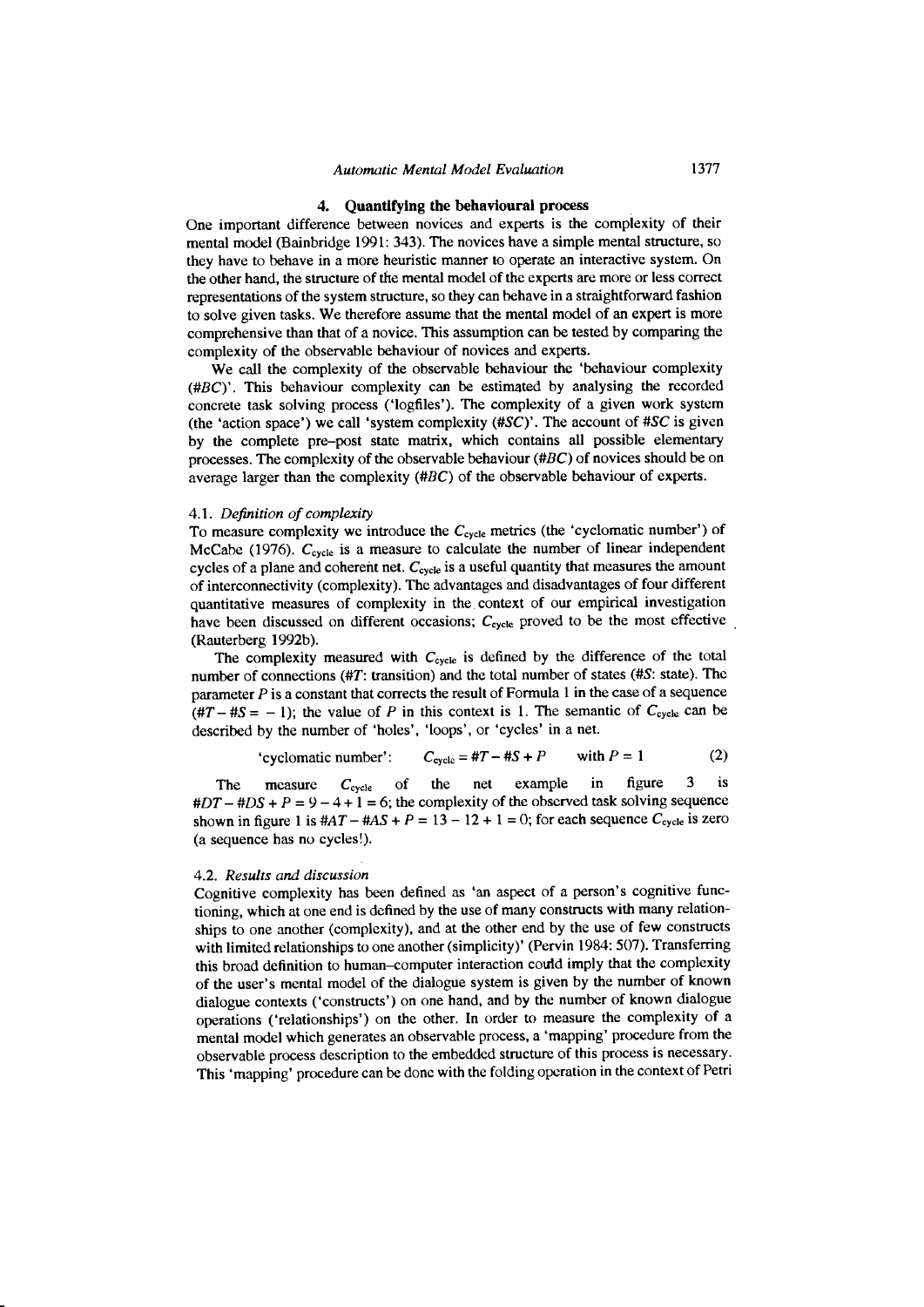## 4. Quantifying the behavioural process

One important difference between novices and experts is the complexity of their mental model (Bainbridge 1991: 343). The novices have a simple mental structure, so they have to behave in a more heuristic manner to operate an interactive system. On the other hand, the structure of the mental model of the experts are more or less correct representations of the system structure, so they can behave in a straightforward fashion to solve given tasks. We therefore assume that the mental model of an expert is more comprehensive than that of a novice. This assumption can be tested by comparing the complexity of the observable behaviour of novices and experts.

We call the complexity of the observable behaviour the 'behaviour complexity (#BC)'. This behaviour complexity can be estimated by analysing the recorded concrete task solving process ('logfiles'). The complexity of a given work system (the 'action space') we call 'system complexity (#SC)'. The account of #SC is given by the complete pre–post state matrix, which contains all possible elementary processes. The complexity of the observable behaviour (#BC) of novices should be on average larger than the complexity (#BC) of the observable behaviour of experts.

### 4.1. *Definition of complexity*

To measure complexity we introduce the $C_{cycle}$ metrics (the 'cyclomatic number') of McCabe (1976). $C_{cycle}$ is a measure to calculate the number of linear independent cycles of a plane and coherent net. $C_{cycle}$ is a useful quantity that measures the amount of interconnectivity (complexity). The advantages and disadvantages of four different quantitative measures of complexity in the context of our empirical investigation have been discussed on different occasions; $C_{cycle}$ proved to be the most effective (Rauterberg 1992b).

The complexity measured with $C_{cycle}$ is defined by the difference of the total number of connections (#T: transition) and the total number of states (#S: state). The parameter $P$ is a constant that corrects the result of Formula 1 in the case of a sequence ($\#T - \#S = -1$); the value of $P$ in this context is 1. The semantic of $C_{cycle}$ can be described by the number of 'holes', 'loops', or 'cycles' in a net.

$$\text{'cyclomatic number':} \quad C_{cycle} = \#T - \#S + P \quad \text{with } P = 1 \tag{2}$$

The measure $C_{cycle}$ of the net example in figure 3 is $\#DT - \#DS + P = 9 - 4 + 1 = 6$; the complexity of the observed task solving sequence shown in figure 1 is $\#AT - \#AS + P = 13 - 12 + 1 = 0$; for each sequence $C_{cycle}$ is zero (a sequence has no cycles!).

### 4.2. *Results and discussion*

Cognitive complexity has been defined as 'an aspect of a person's cognitive functioning, which at one end is defined by the use of many constructs with many relationships to one another (complexity), and at the other end by the use of few constructs with limited relationships to one another (simplicity)' (Pervin 1984: 507). Transferring this broad definition to human–computer interaction could imply that the complexity of the user's mental model of the dialogue system is given by the number of known dialogue contexts ('constructs') on one hand, and by the number of known dialogue operations ('relationships') on the other. In order to measure the complexity of a mental model which generates an observable process, a 'mapping' procedure from the observable process description to the embedded structure of this process is necessary. This 'mapping' procedure can be done with the folding operation in the context of Petri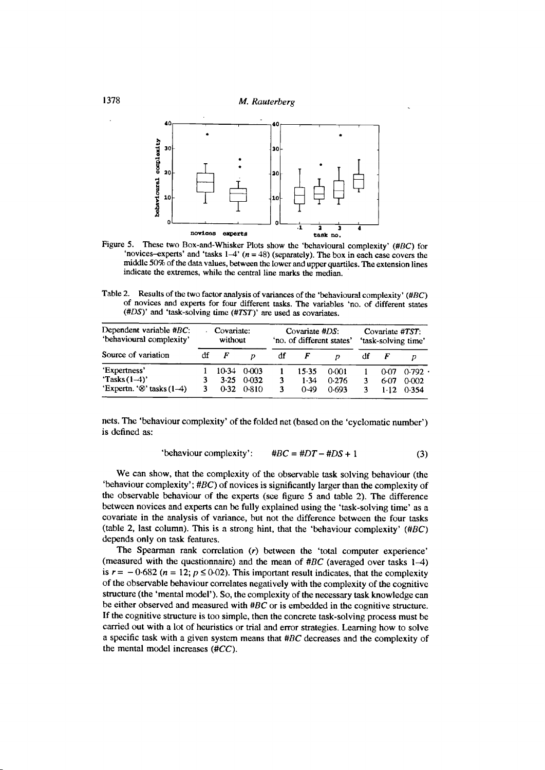Figure 5. These two Box-and-Whisker Plots show the 'behavioural complexity' (*#BC*) for 'novices–experts' and 'tasks 1–4' ($n = 48$) (separately). The box in each case covers the middle 50% of the data values, between the lower and upper quartiles. The extension lines indicate the extremes, while the central line marks the median.

Table 2. Results of the two factor analysis of variances of the 'behavioural complexity' (*#BC*) of novices and experts for four different tasks. The variables 'no. of different states (*#DS*)' and 'task-solving time (*#TST*)' are used as covariates.

| Dependent variable *#BC*: 'behavioural complexity' | Covariate: without | | | Covariate *#DS*: 'no. of different states' | | | Covariate *#TST*: 'task-solving time' | | |
|---|---|---|---|---|---|---|---|---|---|
| Source of variation | df | *F* | *p* | df | *F* | *p* | df | *F* | *p* |
| 'Expertness' | 1 | 10·34 | 0·003 | 1 | 15·35 | 0·001 | 1 | 0·07 | 0·792 |
| 'Tasks (1–4)' | 3 | 3·25 | 0·032 | 3 | 1·34 | 0·276 | 3 | 6·07 | 0·002 |
| 'Expertn. '⊗' tasks (1–4) | 3 | 0·32 | 0·810 | 3 | 0·49 | 0·693 | 3 | 1·12 | 0·354 |

nets. The 'behaviour complexity' of the folded net (based on the 'cyclomatic number') is defined as:

$$\text{'behaviour complexity':} \quad \#BC = \#DT - \#DS + 1 \tag{3}$$

We can show, that the complexity of the observable task solving behaviour (the 'behaviour complexity'; *#BC*) of novices is significantly larger than the complexity of the observable behaviour of the experts (see figure 5 and table 2). The difference between novices and experts can be fully explained using the 'task-solving time' as a covariate in the analysis of variance, but not the difference between the four tasks (table 2, last column). This is a strong hint, that the 'behaviour complexity' (*#BC*) depends only on task features.

The Spearman rank correlation ($r$) between the 'total computer experience' (measured with the questionnaire) and the mean of *#BC* (averaged over tasks 1–4) is $r = -0{\cdot}682$ ($n = 12$; $p \leq 0{\cdot}02$). This important result indicates, that the complexity of the observable behaviour correlates negatively with the complexity of the cognitive structure (the 'mental model'). So, the complexity of the necessary task knowledge can be either observed and measured with *#BC* or is embedded in the cognitive structure. If the cognitive structure is too simple, then the concrete task-solving process must be carried out with a lot of heuristics or trial and error strategies. Learning how to solve a specific task with a given system means that *#BC* decreases and the complexity of the mental model increases (*#CC*).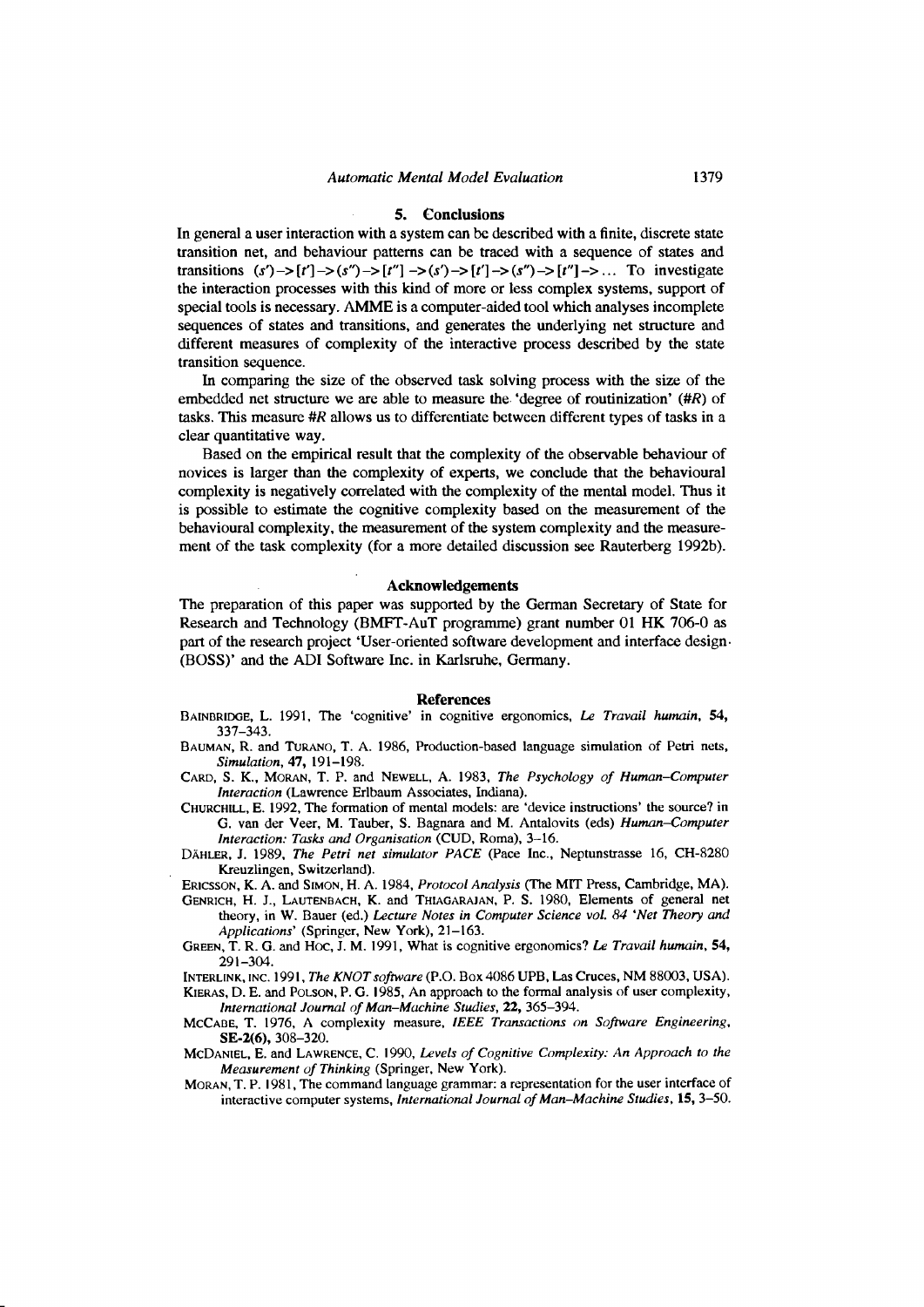## 5. Conclusions

In general a user interaction with a system can be described with a finite, discrete state transition net, and behaviour patterns can be traced with a sequence of states and transitions $(s')\rightarrow[t']\rightarrow(s'')\rightarrow[t'']\rightarrow(s')\rightarrow[t']\rightarrow(s'')\rightarrow[t'']\rightarrow\ldots$ To investigate the interaction processes with this kind of more or less complex systems, support of special tools is necessary. AMME is a computer-aided tool which analyses incomplete sequences of states and transitions, and generates the underlying net structure and different measures of complexity of the interactive process described by the state transition sequence.

In comparing the size of the observed task solving process with the size of the embedded net structure we are able to measure the 'degree of routinization' (*#R*) of tasks. This measure *#R* allows us to differentiate between different types of tasks in a clear quantitative way.

Based on the empirical result that the complexity of the observable behaviour of novices is larger than the complexity of experts, we conclude that the behavioural complexity is negatively correlated with the complexity of the mental model. Thus it is possible to estimate the cognitive complexity based on the measurement of the behavioural complexity, the measurement of the system complexity and the measurement of the task complexity (for a more detailed discussion see Rauterberg 1992b).

## Acknowledgements

The preparation of this paper was supported by the German Secretary of State for Research and Technology (BMFT-AuT programme) grant number 01 HK 706-0 as part of the research project 'User-oriented software development and interface design (BOSS)' and the ADI Software Inc. in Karlsruhe, Germany.

## References

Bainbridge, L. 1991, The 'cognitive' in cognitive ergonomics, *Le Travail humain*, **54**, 337–343.

Bauman, R. and Turano, T. A. 1986, Production-based language simulation of Petri nets, *Simulation*, **47**, 191–198.

Card, S. K., Moran, T. P. and Newell, A. 1983, *The Psychology of Human–Computer Interaction* (Lawrence Erlbaum Associates, Indiana).

Churchill, E. 1992, The formation of mental models: are 'device instructions' the source? in G. van der Veer, M. Tauber, S. Bagnara and M. Antalovits (eds) *Human–Computer Interaction: Tasks and Organisation* (CUD, Roma), 3–16.

Dähler, J. 1989, *The Petri net simulator PACE* (Pace Inc., Neptunstrasse 16, CH-8280 Kreuzlingen, Switzerland).

Ericsson, K. A. and Simon, H. A. 1984, *Protocol Analysis* (The MIT Press, Cambridge, MA).

Genrich, H. J., Lautenbach, K. and Thiagarajan, P. S. 1980, Elements of general net theory, in W. Bauer (ed.) *Lecture Notes in Computer Science vol. 84 'Net Theory and Applications'* (Springer, New York), 21–163.

Green, T. R. G. and Hoc, J. M. 1991, What is cognitive ergonomics? *Le Travail humain*, **54**, 291–304.

Interlink, Inc. 1991, *The KNOT software* (P.O. Box 4086 UPB, Las Cruces, NM 88003, USA).

Kieras, D. E. and Polson, P. G. 1985, An approach to the formal analysis of user complexity, *International Journal of Man–Machine Studies*, **22**, 365–394.

McCabe, T. 1976, A complexity measure, *IEEE Transactions on Software Engineering*, **SE-2(6)**, 308–320.

McDaniel, E. and Lawrence, C. 1990, *Levels of Cognitive Complexity: An Approach to the Measurement of Thinking* (Springer, New York).

Moran, T. P. 1981, The command language grammar: a representation for the user interface of interactive computer systems, *International Journal of Man–Machine Studies*, **15**, 3–50.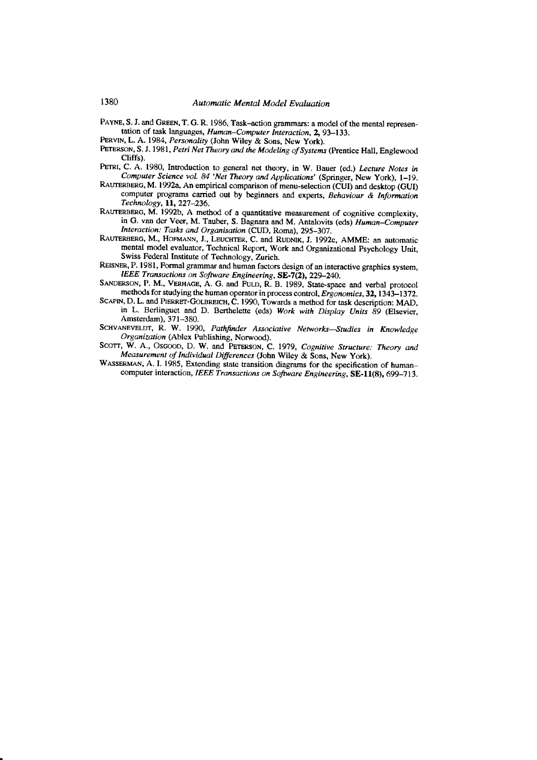PAYNE, S. J. and GREEN, T. G. R. 1986, Task–action grammars: a model of the mental representation of task languages, *Human–Computer Interaction*, **2**, 93–133.

PERVIN, L. A. 1984, *Personality* (John Wiley & Sons, New York).

PETERSON, S. J. 1981, *Petri Net Theory and the Modeling of Systems* (Prentice Hall, Englewood Cliffs).

PETRI, C. A. 1980, Introduction to general net theory, in W. Bauer (ed.) *Lecture Notes in Computer Science vol. 84 'Net Theory and Applications'* (Springer, New York), 1–19.

RAUTERBERG, M. 1992a, An empirical comparison of menu-selection (CUI) and desktop (GUI) computer programs carried out by beginners and experts, *Behaviour & Information Technology*, **11**, 227–236.

RAUTERBERG, M. 1992b, A method of a quantitative measurement of cognitive complexity, in G. van der Veer, M. Tauber, S. Bagnara and M. Antalovits (eds) *Human–Computer Interaction: Tasks and Organisation* (CUD, Roma), 295–307.

RAUTERBERG, M., HOFMANN, J., LEUCHTER, C. and RUDNIK, J. 1992c, AMME: an automatic mental model evaluator, Technical Report, Work and Organizational Psychology Unit, Swiss Federal Institute of Technology, Zurich.

REISNER, P. 1981, Formal grammar and human factors design of an interactive graphics system, *IEEE Transactions on Software Engineering*, **SE-7(2)**, 229–240.

SANDERSON, P. M., VERHAGE, A. G. and FULD, R. B. 1989, State-space and verbal protocol methods for studying the human operator in process control, *Ergonomics*, **32**, 1343–1372.

SCAPIN, D. L. and PIERRET-GOLBREICH, C. 1990, Towards a method for task description: MAD, in L. Berlinguet and D. Berthelette (eds) *Work with Display Units 89* (Elsevier, Amsterdam), 371–380.

SCHVANEVELDT, R. W. 1990, *Pathfinder Associative Networks—Studies in Knowledge Organization* (Ablex Publishing, Norwood).

SCOTT, W. A., OSGOOD, D. W. and PETERSON, C. 1979, *Cognitive Structure: Theory and Measurement of Individual Differences* (John Wiley & Sons, New York).

WASSERMAN, A. I. 1985, Extending state transition diagrams for the specification of human–computer interaction, *IEEE Transactions on Software Engineering*, **SE-11(8)**, 699–713.